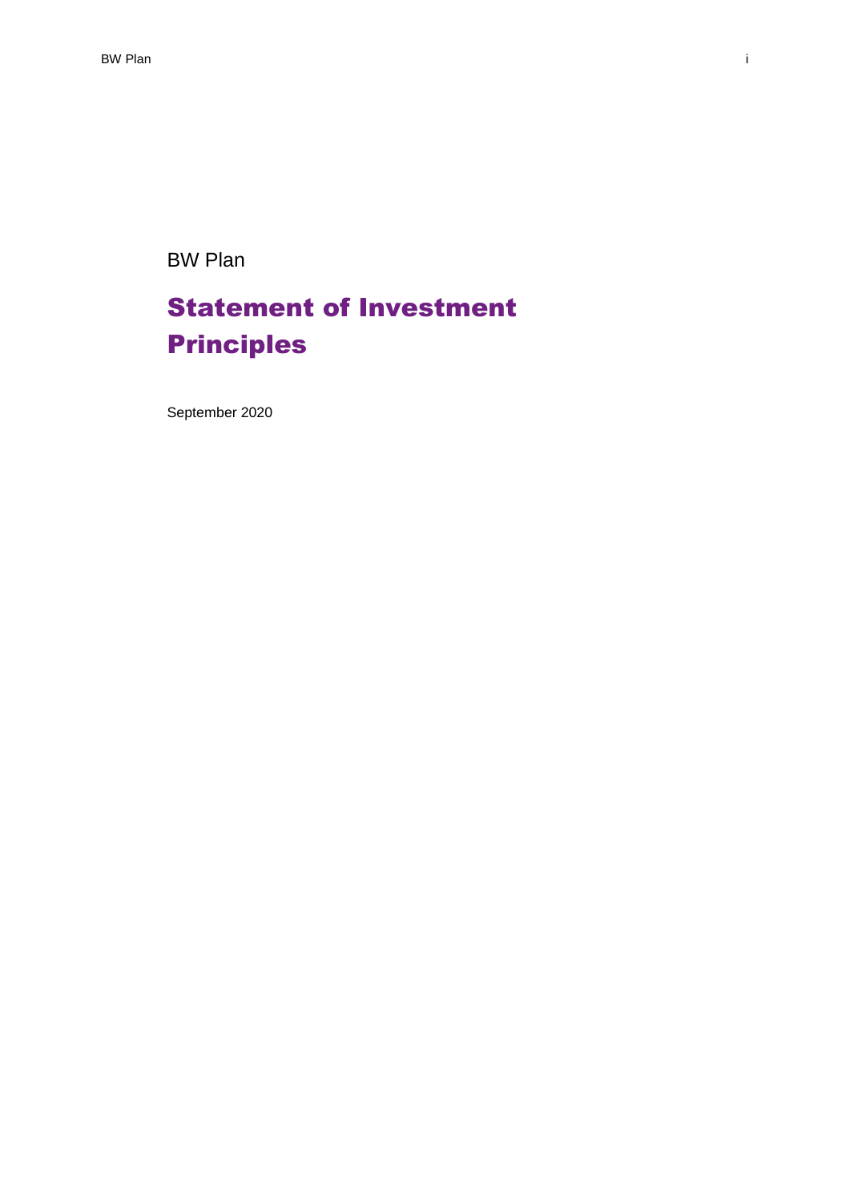BW Plan

# Statement of Investment Principles

September 2020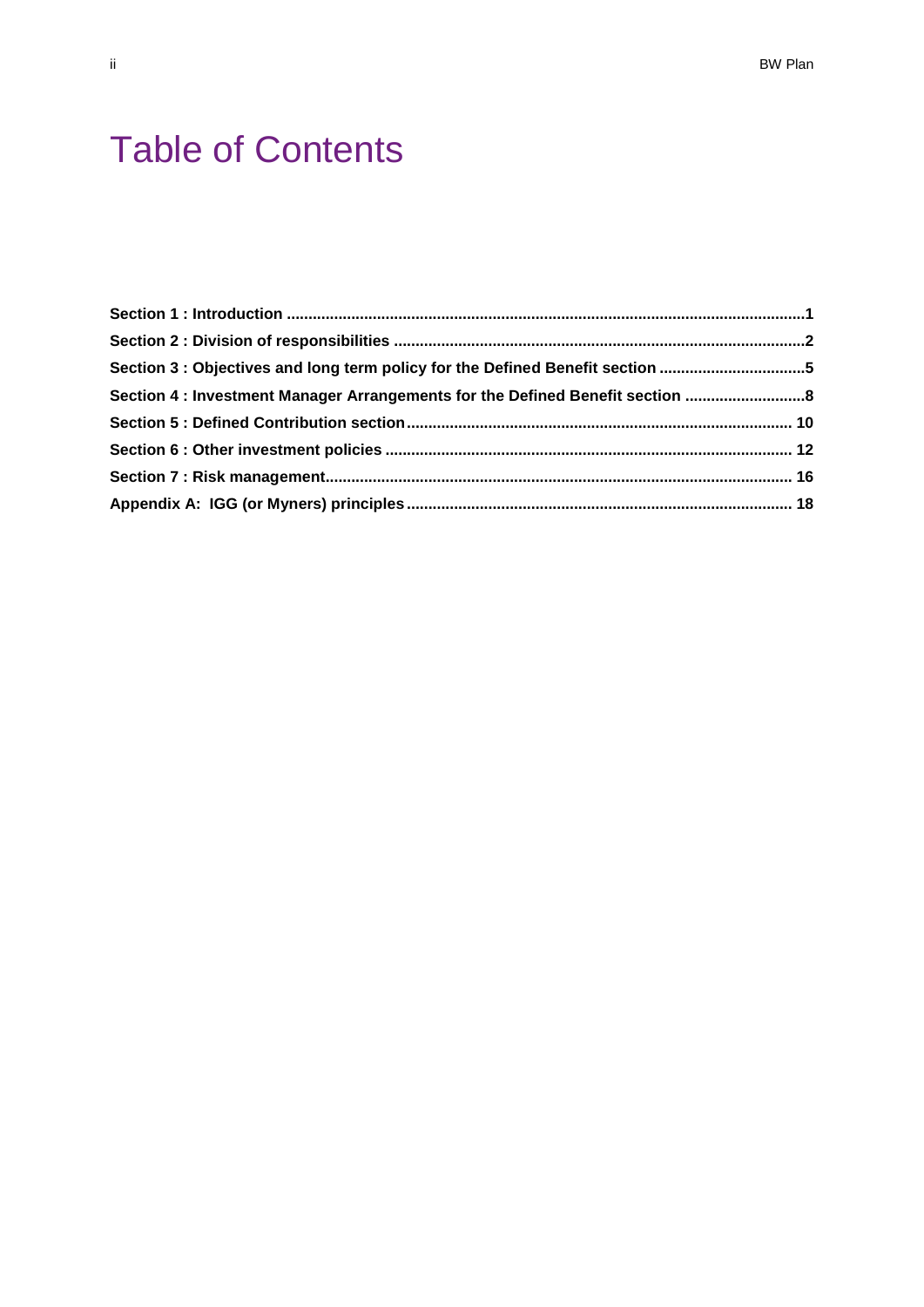# Table of Contents

**Section 1 : Introduction** ........................................................................................................................1

**Section 2 : Division of responsibilities** ...............................................................................................2

**Section 3 : Objectives and long term policy for the Defined Benefit section** ..................................5

**Section 4 : Investment Manager Arrangements for the Defined Benefit section** ............................8

**Section 5 : Defined Contribution section**......................................................................................... 10

**Section 6 : Other investment policies** .............................................................................................. 12

**Section 7 : Risk management**........................................................................................................... 16

**Appendix A:  IGG (or Myners) principles**......................................................................................... 18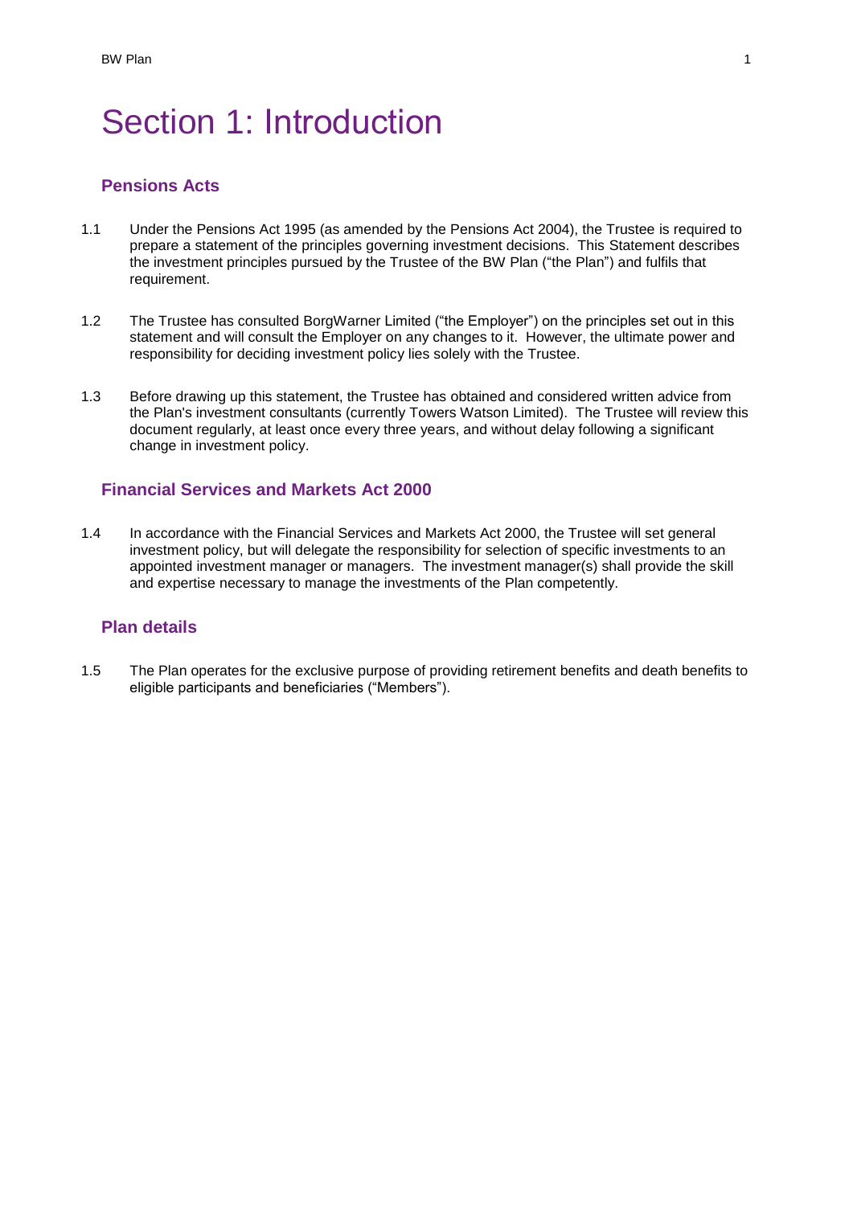# Section 1: Introduction

## Pensions Acts

1.1 Under the Pensions Act 1995 (as amended by the Pensions Act 2004), the Trustee is required to prepare a statement of the principles governing investment decisions. This Statement describes the investment principles pursued by the Trustee of the BW Plan ("the Plan") and fulfils that requirement.

1.2 The Trustee has consulted BorgWarner Limited ("the Employer") on the principles set out in this statement and will consult the Employer on any changes to it. However, the ultimate power and responsibility for deciding investment policy lies solely with the Trustee.

1.3 Before drawing up this statement, the Trustee has obtained and considered written advice from the Plan's investment consultants (currently Towers Watson Limited). The Trustee will review this document regularly, at least once every three years, and without delay following a significant change in investment policy.

## Financial Services and Markets Act 2000

1.4 In accordance with the Financial Services and Markets Act 2000, the Trustee will set general investment policy, but will delegate the responsibility for selection of specific investments to an appointed investment manager or managers. The investment manager(s) shall provide the skill and expertise necessary to manage the investments of the Plan competently.

## Plan details

1.5 The Plan operates for the exclusive purpose of providing retirement benefits and death benefits to eligible participants and beneficiaries ("Members").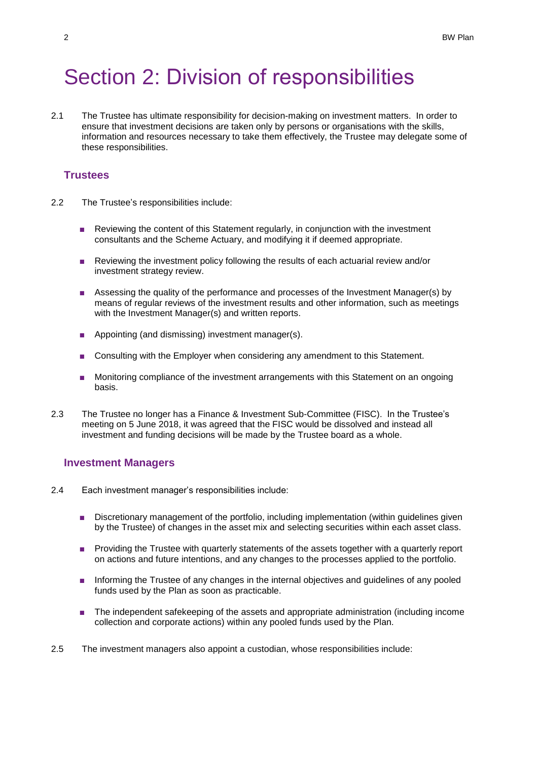# Section 2: Division of responsibilities

2.1 The Trustee has ultimate responsibility for decision-making on investment matters. In order to ensure that investment decisions are taken only by persons or organisations with the skills, information and resources necessary to take them effectively, the Trustee may delegate some of these responsibilities.

### Trustees

2.2 The Trustee's responsibilities include:

- Reviewing the content of this Statement regularly, in conjunction with the investment consultants and the Scheme Actuary, and modifying it if deemed appropriate.
- Reviewing the investment policy following the results of each actuarial review and/or investment strategy review.
- Assessing the quality of the performance and processes of the Investment Manager(s) by means of regular reviews of the investment results and other information, such as meetings with the Investment Manager(s) and written reports.
- Appointing (and dismissing) investment manager(s).
- Consulting with the Employer when considering any amendment to this Statement.
- Monitoring compliance of the investment arrangements with this Statement on an ongoing basis.

2.3 The Trustee no longer has a Finance & Investment Sub-Committee (FISC). In the Trustee's meeting on 5 June 2018, it was agreed that the FISC would be dissolved and instead all investment and funding decisions will be made by the Trustee board as a whole.

### Investment Managers

2.4 Each investment manager's responsibilities include:

- Discretionary management of the portfolio, including implementation (within guidelines given by the Trustee) of changes in the asset mix and selecting securities within each asset class.
- Providing the Trustee with quarterly statements of the assets together with a quarterly report on actions and future intentions, and any changes to the processes applied to the portfolio.
- Informing the Trustee of any changes in the internal objectives and guidelines of any pooled funds used by the Plan as soon as practicable.
- The independent safekeeping of the assets and appropriate administration (including income collection and corporate actions) within any pooled funds used by the Plan.

2.5 The investment managers also appoint a custodian, whose responsibilities include: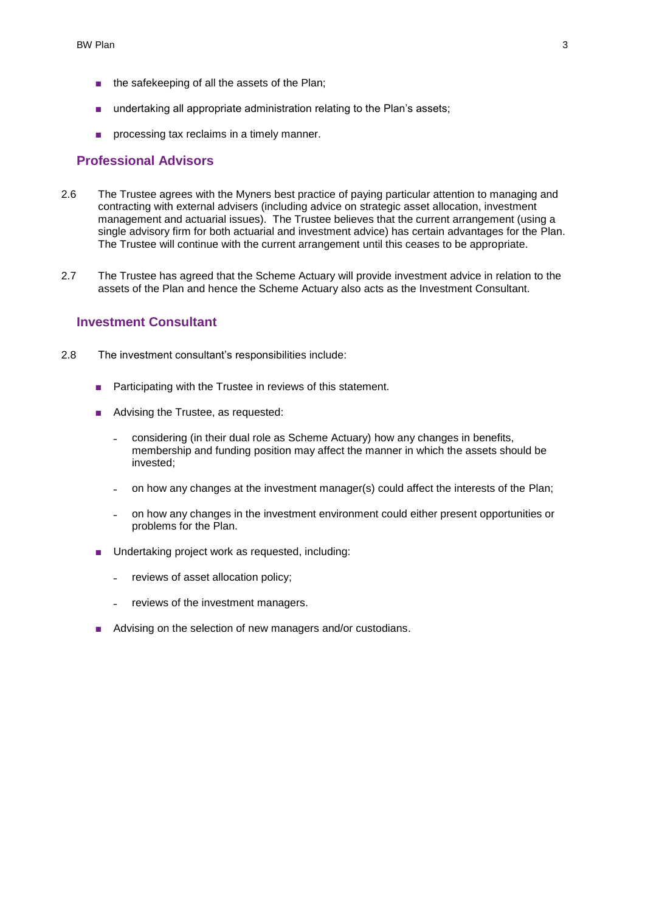- the safekeeping of all the assets of the Plan;
- undertaking all appropriate administration relating to the Plan's assets;
- processing tax reclaims in a timely manner.

## Professional Advisors

2.6 The Trustee agrees with the Myners best practice of paying particular attention to managing and contracting with external advisers (including advice on strategic asset allocation, investment management and actuarial issues). The Trustee believes that the current arrangement (using a single advisory firm for both actuarial and investment advice) has certain advantages for the Plan. The Trustee will continue with the current arrangement until this ceases to be appropriate.

2.7 The Trustee has agreed that the Scheme Actuary will provide investment advice in relation to the assets of the Plan and hence the Scheme Actuary also acts as the Investment Consultant.

## Investment Consultant

2.8 The investment consultant's responsibilities include:

- Participating with the Trustee in reviews of this statement.
- Advising the Trustee, as requested:
  - considering (in their dual role as Scheme Actuary) how any changes in benefits, membership and funding position may affect the manner in which the assets should be invested;
  - on how any changes at the investment manager(s) could affect the interests of the Plan;
  - on how any changes in the investment environment could either present opportunities or problems for the Plan.
- Undertaking project work as requested, including:
  - reviews of asset allocation policy;
  - reviews of the investment managers.
- Advising on the selection of new managers and/or custodians.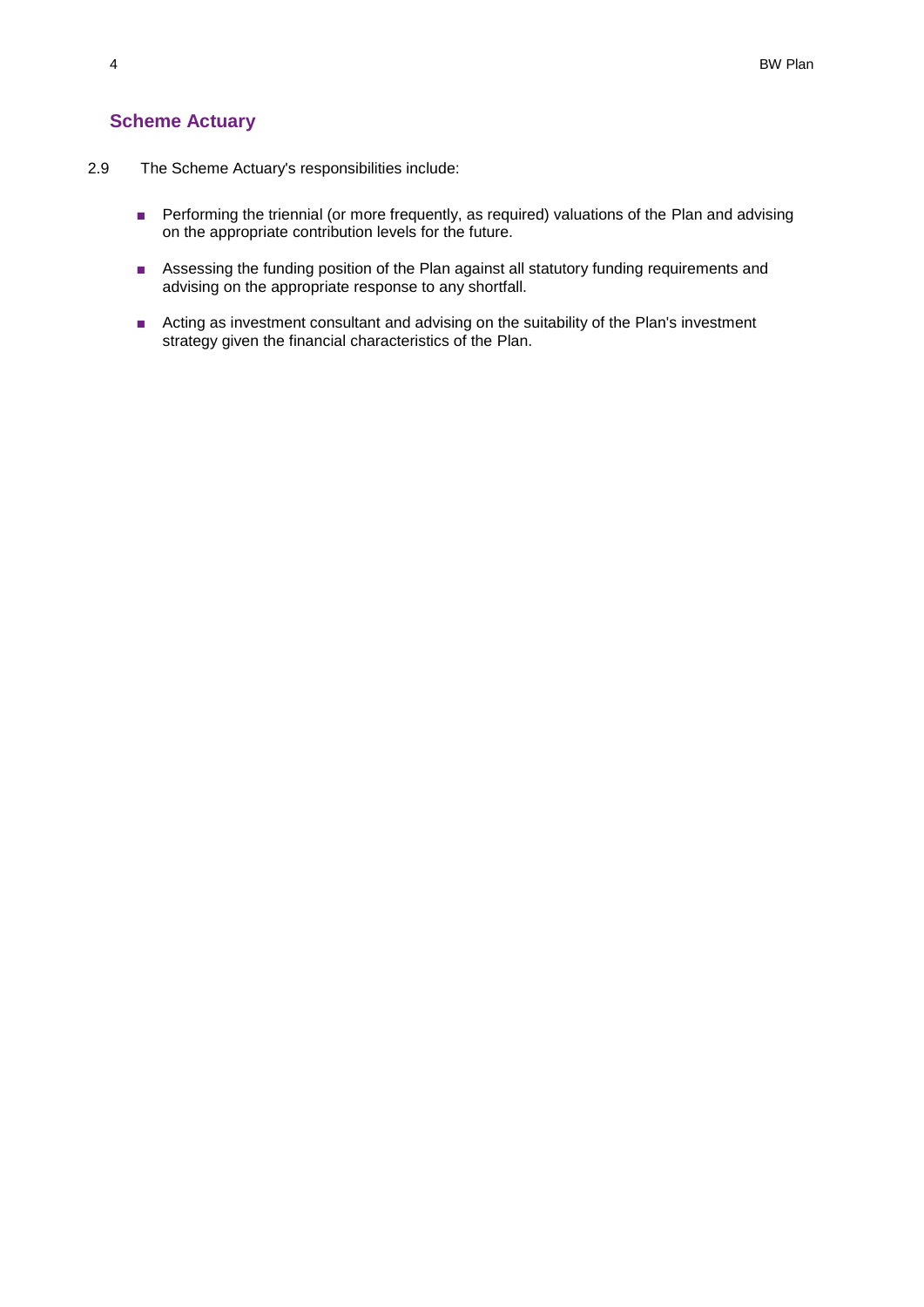## Scheme Actuary

2.9 The Scheme Actuary's responsibilities include:

- Performing the triennial (or more frequently, as required) valuations of the Plan and advising on the appropriate contribution levels for the future.
- Assessing the funding position of the Plan against all statutory funding requirements and advising on the appropriate response to any shortfall.
- Acting as investment consultant and advising on the suitability of the Plan's investment strategy given the financial characteristics of the Plan.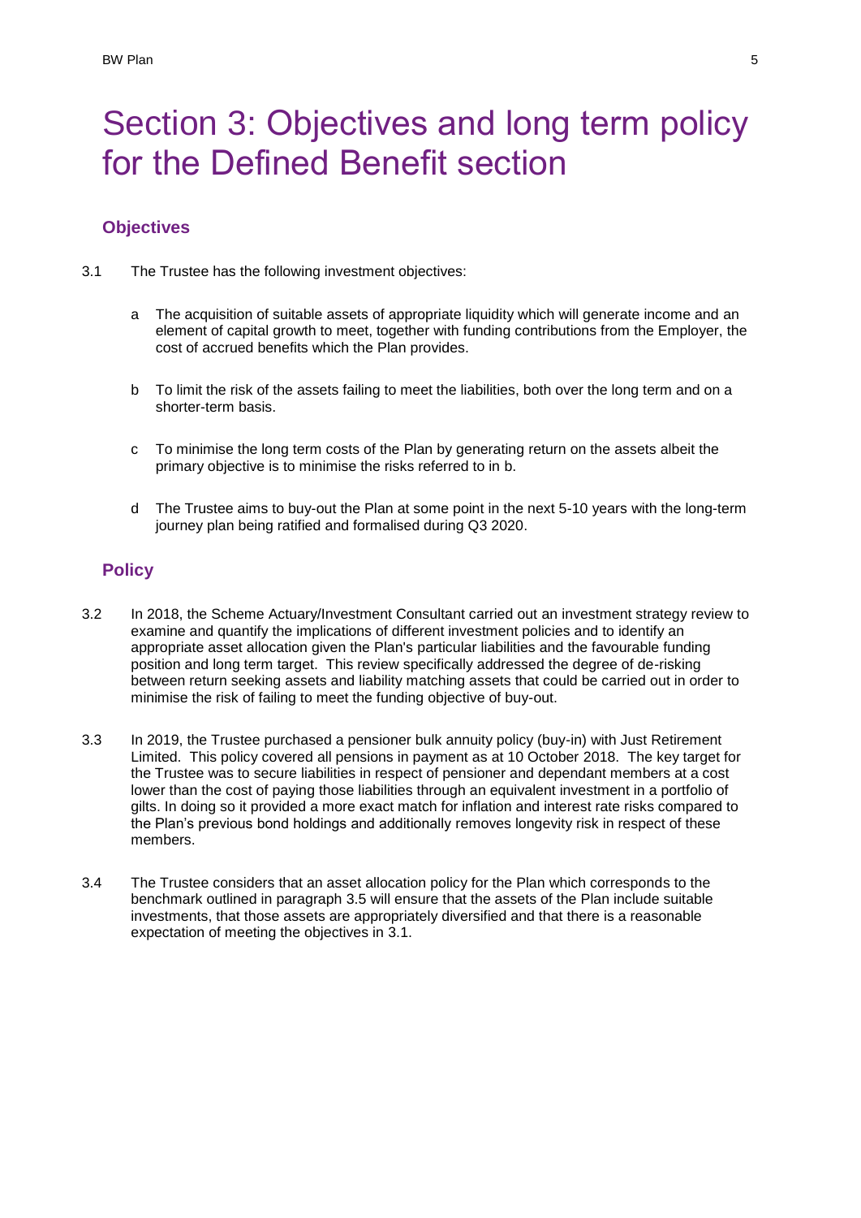# Section 3: Objectives and long term policy for the Defined Benefit section

## Objectives

3.1 The Trustee has the following investment objectives:

a The acquisition of suitable assets of appropriate liquidity which will generate income and an element of capital growth to meet, together with funding contributions from the Employer, the cost of accrued benefits which the Plan provides.

b To limit the risk of the assets failing to meet the liabilities, both over the long term and on a shorter-term basis.

c To minimise the long term costs of the Plan by generating return on the assets albeit the primary objective is to minimise the risks referred to in b.

d The Trustee aims to buy-out the Plan at some point in the next 5-10 years with the long-term journey plan being ratified and formalised during Q3 2020.

## Policy

3.2 In 2018, the Scheme Actuary/Investment Consultant carried out an investment strategy review to examine and quantify the implications of different investment policies and to identify an appropriate asset allocation given the Plan's particular liabilities and the favourable funding position and long term target. This review specifically addressed the degree of de-risking between return seeking assets and liability matching assets that could be carried out in order to minimise the risk of failing to meet the funding objective of buy-out.

3.3 In 2019, the Trustee purchased a pensioner bulk annuity policy (buy-in) with Just Retirement Limited. This policy covered all pensions in payment as at 10 October 2018. The key target for the Trustee was to secure liabilities in respect of pensioner and dependant members at a cost lower than the cost of paying those liabilities through an equivalent investment in a portfolio of gilts. In doing so it provided a more exact match for inflation and interest rate risks compared to the Plan's previous bond holdings and additionally removes longevity risk in respect of these members.

3.4 The Trustee considers that an asset allocation policy for the Plan which corresponds to the benchmark outlined in paragraph 3.5 will ensure that the assets of the Plan include suitable investments, that those assets are appropriately diversified and that there is a reasonable expectation of meeting the objectives in 3.1.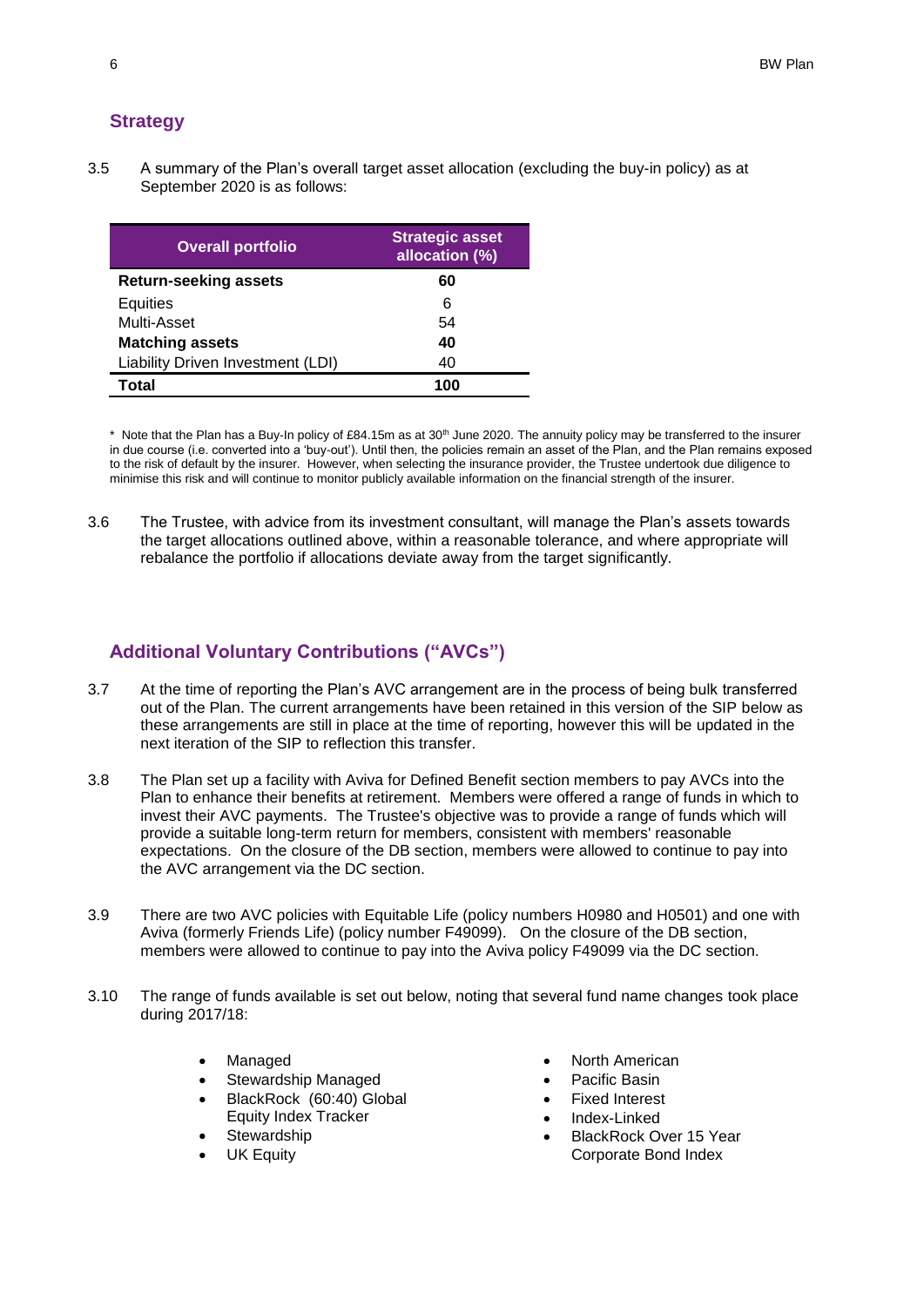## Strategy

3.5 A summary of the Plan's overall target asset allocation (excluding the buy-in policy) as at September 2020 is as follows:

| Overall portfolio | Strategic asset allocation (%) |
|---|---|
| **Return-seeking assets** | **60** |
| Equities | 6 |
| Multi-Asset | 54 |
| **Matching assets** | **40** |
| Liability Driven Investment (LDI) | 40 |
| **Total** | **100** |

\* Note that the Plan has a Buy-In policy of £84.15m as at 30th June 2020. The annuity policy may be transferred to the insurer in due course (i.e. converted into a 'buy-out'). Until then, the policies remain an asset of the Plan, and the Plan remains exposed to the risk of default by the insurer. However, when selecting the insurance provider, the Trustee undertook due diligence to minimise this risk and will continue to monitor publicly available information on the financial strength of the insurer.

3.6 The Trustee, with advice from its investment consultant, will manage the Plan's assets towards the target allocations outlined above, within a reasonable tolerance, and where appropriate will rebalance the portfolio if allocations deviate away from the target significantly.

## Additional Voluntary Contributions ("AVCs")

3.7 At the time of reporting the Plan's AVC arrangement are in the process of being bulk transferred out of the Plan. The current arrangements have been retained in this version of the SIP below as these arrangements are still in place at the time of reporting, however this will be updated in the next iteration of the SIP to reflection this transfer.

3.8 The Plan set up a facility with Aviva for Defined Benefit section members to pay AVCs into the Plan to enhance their benefits at retirement. Members were offered a range of funds in which to invest their AVC payments. The Trustee's objective was to provide a range of funds which will provide a suitable long-term return for members, consistent with members' reasonable expectations. On the closure of the DB section, members were allowed to continue to pay into the AVC arrangement via the DC section.

3.9 There are two AVC policies with Equitable Life (policy numbers H0980 and H0501) and one with Aviva (formerly Friends Life) (policy number F49099). On the closure of the DB section, members were allowed to continue to pay into the Aviva policy F49099 via the DC section.

3.10 The range of funds available is set out below, noting that several fund name changes took place during 2017/18:

- Managed
- Stewardship Managed
- BlackRock (60:40) Global Equity Index Tracker
- Stewardship
- UK Equity
- North American
- Pacific Basin
- Fixed Interest
- Index-Linked
- BlackRock Over 15 Year Corporate Bond Index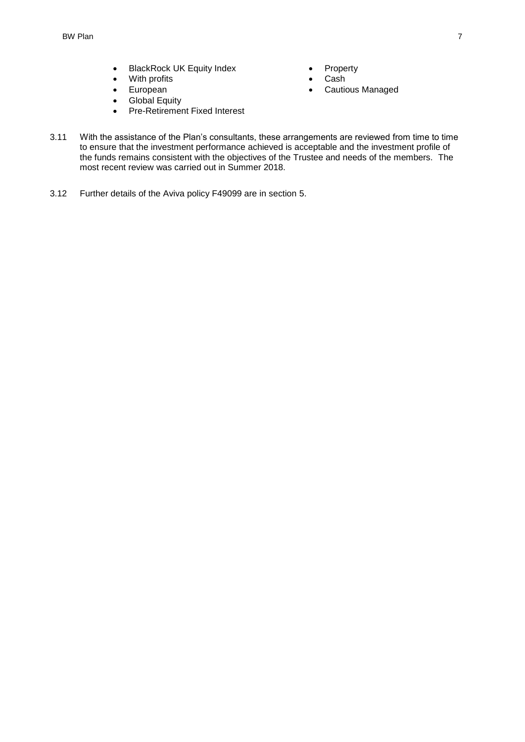- BlackRock UK Equity Index
- With profits
- European
- Global Equity
- Pre-Retirement Fixed Interest
- Property
- Cash
- Cautious Managed

3.11 With the assistance of the Plan's consultants, these arrangements are reviewed from time to time to ensure that the investment performance achieved is acceptable and the investment profile of the funds remains consistent with the objectives of the Trustee and needs of the members. The most recent review was carried out in Summer 2018.

3.12 Further details of the Aviva policy F49099 are in section 5.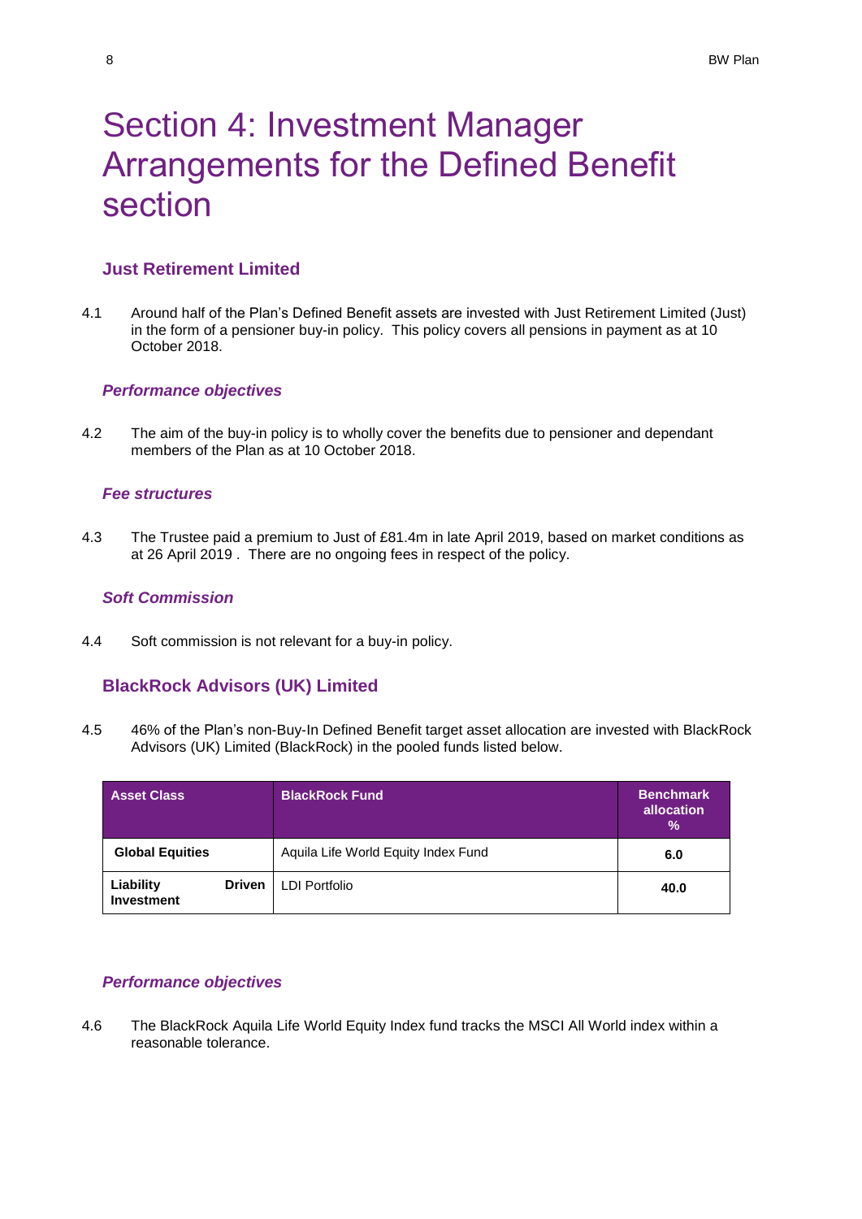# Section 4: Investment Manager Arrangements for the Defined Benefit section

## Just Retirement Limited

4.1 Around half of the Plan's Defined Benefit assets are invested with Just Retirement Limited (Just) in the form of a pensioner buy-in policy. This policy covers all pensions in payment as at 10 October 2018.

### *Performance objectives*

4.2 The aim of the buy-in policy is to wholly cover the benefits due to pensioner and dependant members of the Plan as at 10 October 2018.

### *Fee structures*

4.3 The Trustee paid a premium to Just of £81.4m in late April 2019, based on market conditions as at 26 April 2019 . There are no ongoing fees in respect of the policy.

### *Soft Commission*

4.4 Soft commission is not relevant for a buy-in policy.

## BlackRock Advisors (UK) Limited

4.5 46% of the Plan's non-Buy-In Defined Benefit target asset allocation are invested with BlackRock Advisors (UK) Limited (BlackRock) in the pooled funds listed below.

| Asset Class | BlackRock Fund | Benchmark allocation % |
|---|---|---|
| **Global Equities** | Aquila Life World Equity Index Fund | **6.0** |
| **Liability Driven Investment** | LDI Portfolio | **40.0** |

### *Performance objectives*

4.6 The BlackRock Aquila Life World Equity Index fund tracks the MSCI All World index within a reasonable tolerance.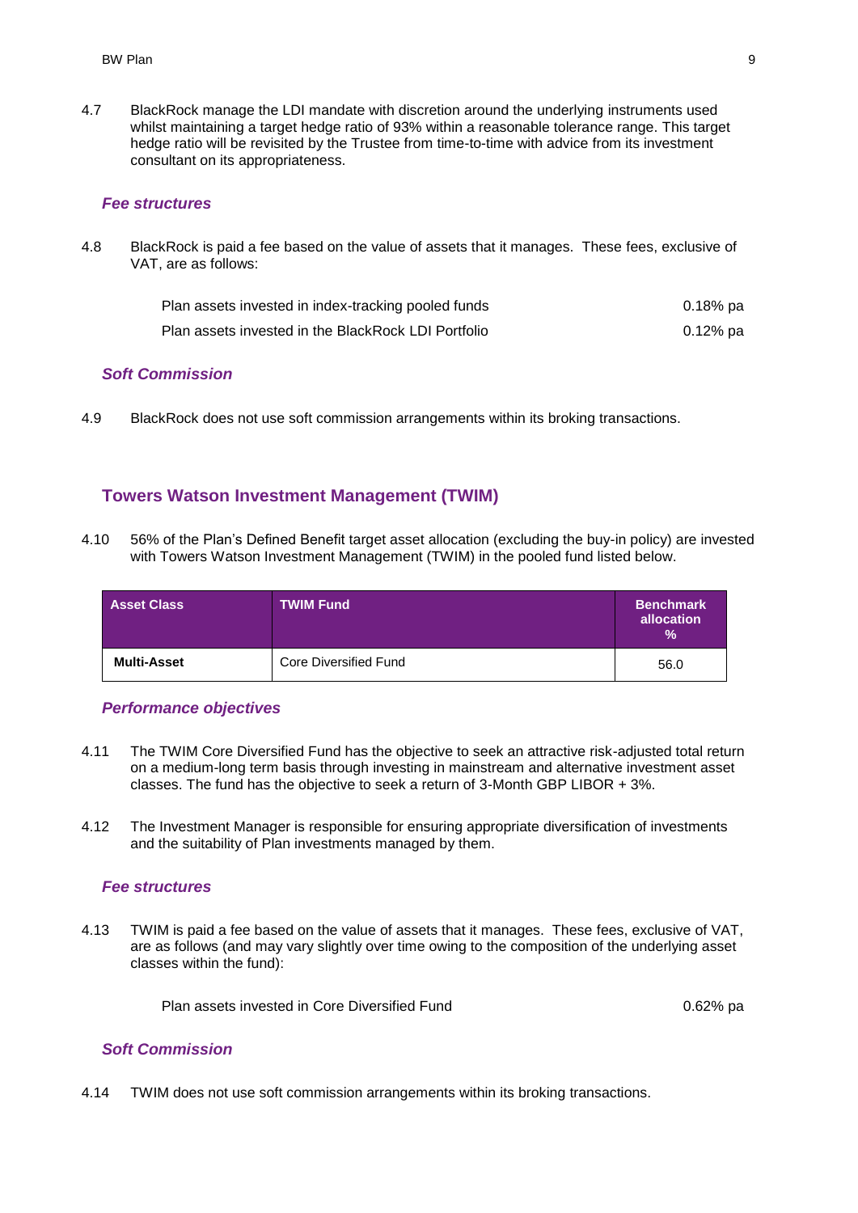4.7 BlackRock manage the LDI mandate with discretion around the underlying instruments used whilst maintaining a target hedge ratio of 93% within a reasonable tolerance range. This target hedge ratio will be revisited by the Trustee from time-to-time with advice from its investment consultant on its appropriateness.

### *Fee structures*

4.8 BlackRock is paid a fee based on the value of assets that it manages. These fees, exclusive of VAT, are as follows:

| | |
|---|---|
| Plan assets invested in index-tracking pooled funds | 0.18% pa |
| Plan assets invested in the BlackRock LDI Portfolio | 0.12% pa |

### *Soft Commission*

4.9 BlackRock does not use soft commission arrangements within its broking transactions.

## Towers Watson Investment Management (TWIM)

4.10 56% of the Plan's Defined Benefit target asset allocation (excluding the buy-in policy) are invested with Towers Watson Investment Management (TWIM) in the pooled fund listed below.

| Asset Class | TWIM Fund | Benchmark allocation % |
|---|---|---|
| **Multi-Asset** | Core Diversified Fund | 56.0 |

### *Performance objectives*

4.11 The TWIM Core Diversified Fund has the objective to seek an attractive risk-adjusted total return on a medium-long term basis through investing in mainstream and alternative investment asset classes. The fund has the objective to seek a return of 3-Month GBP LIBOR + 3%.

4.12 The Investment Manager is responsible for ensuring appropriate diversification of investments and the suitability of Plan investments managed by them.

### *Fee structures*

4.13 TWIM is paid a fee based on the value of assets that it manages. These fees, exclusive of VAT, are as follows (and may vary slightly over time owing to the composition of the underlying asset classes within the fund):

| | |
|---|---|
| Plan assets invested in Core Diversified Fund | 0.62% pa |

### *Soft Commission*

4.14 TWIM does not use soft commission arrangements within its broking transactions.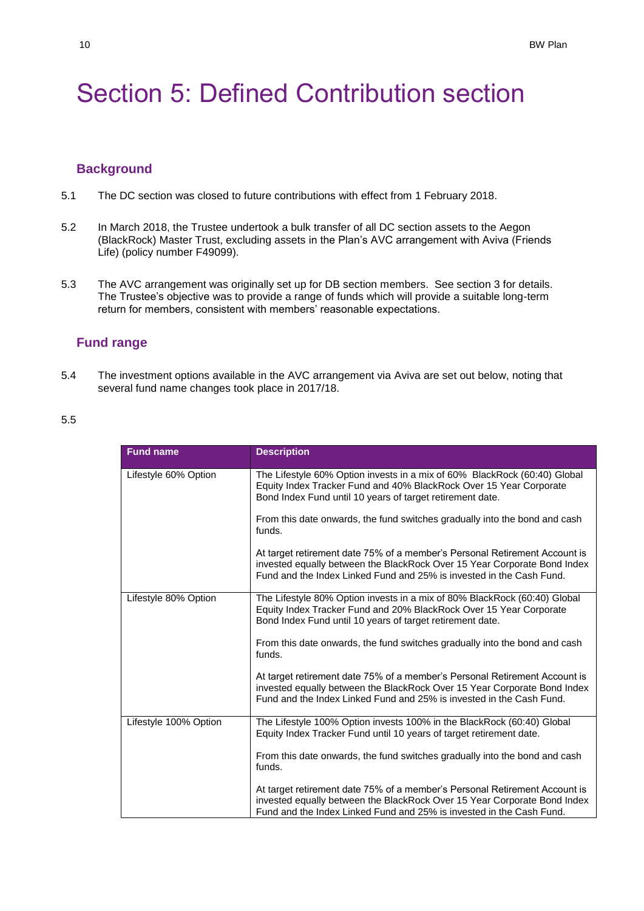# Section 5: Defined Contribution section

## Background

5.1 The DC section was closed to future contributions with effect from 1 February 2018.

5.2 In March 2018, the Trustee undertook a bulk transfer of all DC section assets to the Aegon (BlackRock) Master Trust, excluding assets in the Plan's AVC arrangement with Aviva (Friends Life) (policy number F49099).

5.3 The AVC arrangement was originally set up for DB section members. See section 3 for details. The Trustee's objective was to provide a range of funds which will provide a suitable long-term return for members, consistent with members' reasonable expectations.

## Fund range

5.4 The investment options available in the AVC arrangement via Aviva are set out below, noting that several fund name changes took place in 2017/18.

5.5

| Fund name | Description |
|---|---|
| Lifestyle 60% Option | The Lifestyle 60% Option invests in a mix of 60% BlackRock (60:40) Global Equity Index Tracker Fund and 40% BlackRock Over 15 Year Corporate Bond Index Fund until 10 years of target retirement date.<br><br>From this date onwards, the fund switches gradually into the bond and cash funds.<br><br>At target retirement date 75% of a member's Personal Retirement Account is invested equally between the BlackRock Over 15 Year Corporate Bond Index Fund and the Index Linked Fund and 25% is invested in the Cash Fund. |
| Lifestyle 80% Option | The Lifestyle 80% Option invests in a mix of 80% BlackRock (60:40) Global Equity Index Tracker Fund and 20% BlackRock Over 15 Year Corporate Bond Index Fund until 10 years of target retirement date.<br><br>From this date onwards, the fund switches gradually into the bond and cash funds.<br><br>At target retirement date 75% of a member's Personal Retirement Account is invested equally between the BlackRock Over 15 Year Corporate Bond Index Fund and the Index Linked Fund and 25% is invested in the Cash Fund. |
| Lifestyle 100% Option | The Lifestyle 100% Option invests 100% in the BlackRock (60:40) Global Equity Index Tracker Fund until 10 years of target retirement date.<br><br>From this date onwards, the fund switches gradually into the bond and cash funds.<br><br>At target retirement date 75% of a member's Personal Retirement Account is invested equally between the BlackRock Over 15 Year Corporate Bond Index Fund and the Index Linked Fund and 25% is invested in the Cash Fund. |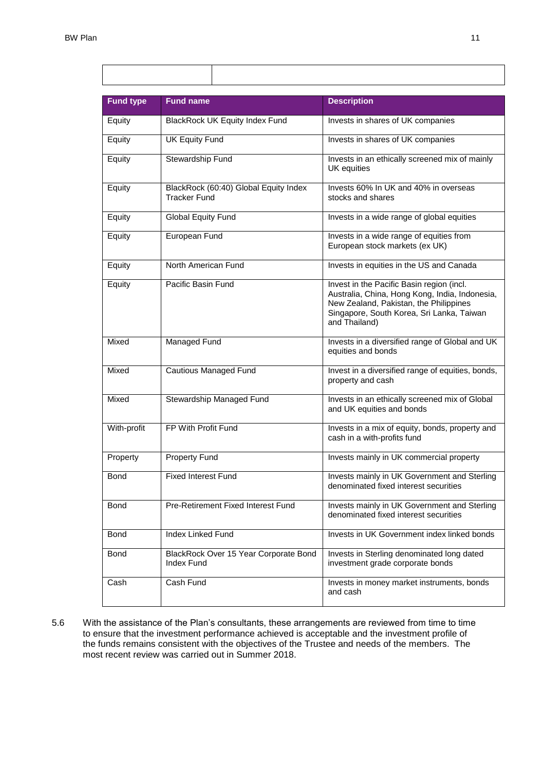| Fund type | Fund name | Description |
| --- | --- | --- |
| Equity | BlackRock UK Equity Index Fund | Invests in shares of UK companies |
| Equity | UK Equity Fund | Invests in shares of UK companies |
| Equity | Stewardship Fund | Invests in an ethically screened mix of mainly UK equities |
| Equity | BlackRock (60:40) Global Equity Index Tracker Fund | Invests 60% In UK and 40% in overseas stocks and shares |
| Equity | Global Equity Fund | Invests in a wide range of global equities |
| Equity | European Fund | Invests in a wide range of equities from European stock markets (ex UK) |
| Equity | North American Fund | Invests in equities in the US and Canada |
| Equity | Pacific Basin Fund | Invest in the Pacific Basin region (incl. Australia, China, Hong Kong, India, Indonesia, New Zealand, Pakistan, the Philippines Singapore, South Korea, Sri Lanka, Taiwan and Thailand) |
| Mixed | Managed Fund | Invests in a diversified range of Global and UK equities and bonds |
| Mixed | Cautious Managed Fund | Invest in a diversified range of equities, bonds, property and cash |
| Mixed | Stewardship Managed Fund | Invests in an ethically screened mix of Global and UK equities and bonds |
| With-profit | FP With Profit Fund | Invests in a mix of equity, bonds, property and cash in a with-profits fund |
| Property | Property Fund | Invests mainly in UK commercial property |
| Bond | Fixed Interest Fund | Invests mainly in UK Government and Sterling denominated fixed interest securities |
| Bond | Pre-Retirement Fixed Interest Fund | Invests mainly in UK Government and Sterling denominated fixed interest securities |
| Bond | Index Linked Fund | Invests in UK Government index linked bonds |
| Bond | BlackRock Over 15 Year Corporate Bond Index Fund | Invests in Sterling denominated long dated investment grade corporate bonds |
| Cash | Cash Fund | Invests in money market instruments, bonds and cash |

5.6 With the assistance of the Plan's consultants, these arrangements are reviewed from time to time to ensure that the investment performance achieved is acceptable and the investment profile of the funds remains consistent with the objectives of the Trustee and needs of the members. The most recent review was carried out in Summer 2018.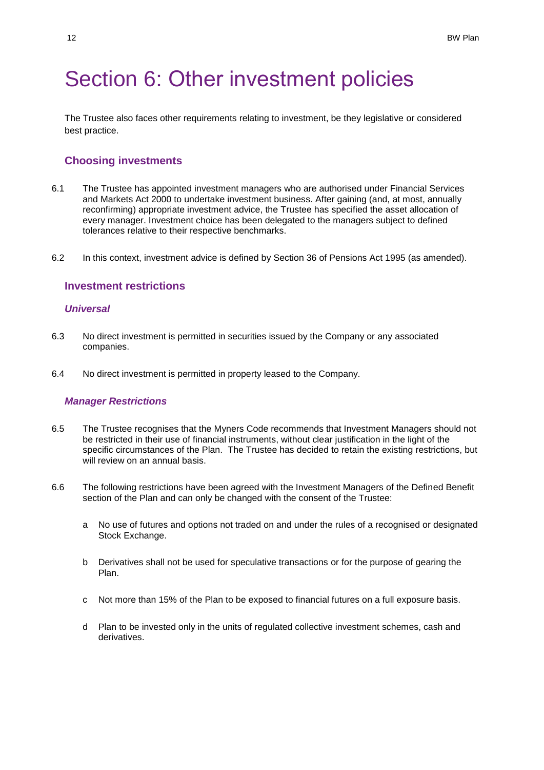# Section 6: Other investment policies

The Trustee also faces other requirements relating to investment, be they legislative or considered best practice.

### Choosing investments

6.1 The Trustee has appointed investment managers who are authorised under Financial Services and Markets Act 2000 to undertake investment business. After gaining (and, at most, annually reconfirming) appropriate investment advice, the Trustee has specified the asset allocation of every manager. Investment choice has been delegated to the managers subject to defined tolerances relative to their respective benchmarks.

6.2 In this context, investment advice is defined by Section 36 of Pensions Act 1995 (as amended).

### Investment restrictions

#### *Universal*

6.3 No direct investment is permitted in securities issued by the Company or any associated companies.

6.4 No direct investment is permitted in property leased to the Company.

#### *Manager Restrictions*

6.5 The Trustee recognises that the Myners Code recommends that Investment Managers should not be restricted in their use of financial instruments, without clear justification in the light of the specific circumstances of the Plan. The Trustee has decided to retain the existing restrictions, but will review on an annual basis.

6.6 The following restrictions have been agreed with the Investment Managers of the Defined Benefit section of the Plan and can only be changed with the consent of the Trustee:

a No use of futures and options not traded on and under the rules of a recognised or designated Stock Exchange.

b Derivatives shall not be used for speculative transactions or for the purpose of gearing the Plan.

c Not more than 15% of the Plan to be exposed to financial futures on a full exposure basis.

d Plan to be invested only in the units of regulated collective investment schemes, cash and derivatives.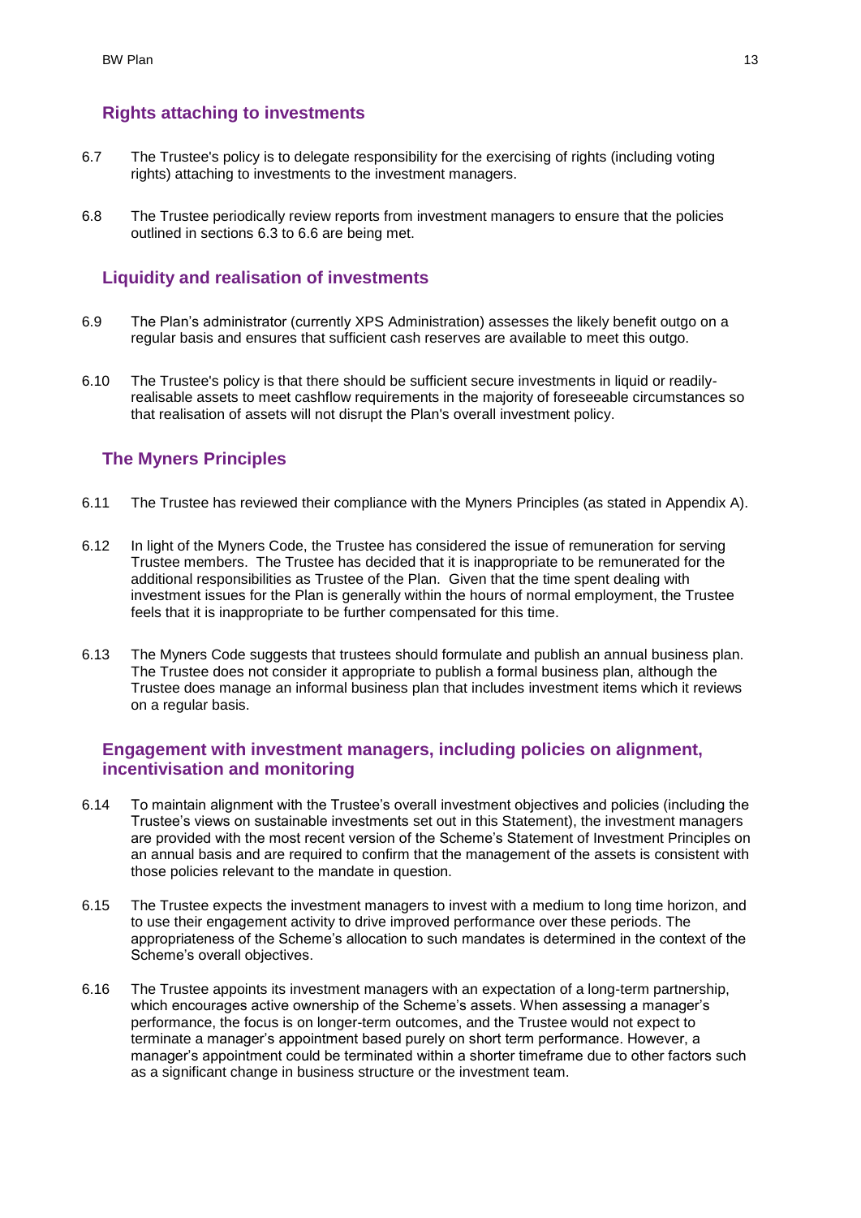## Rights attaching to investments

6.7 The Trustee's policy is to delegate responsibility for the exercising of rights (including voting rights) attaching to investments to the investment managers.

6.8 The Trustee periodically review reports from investment managers to ensure that the policies outlined in sections 6.3 to 6.6 are being met.

## Liquidity and realisation of investments

6.9 The Plan's administrator (currently XPS Administration) assesses the likely benefit outgo on a regular basis and ensures that sufficient cash reserves are available to meet this outgo.

6.10 The Trustee's policy is that there should be sufficient secure investments in liquid or readily-realisable assets to meet cashflow requirements in the majority of foreseeable circumstances so that realisation of assets will not disrupt the Plan's overall investment policy.

## The Myners Principles

6.11 The Trustee has reviewed their compliance with the Myners Principles (as stated in Appendix A).

6.12 In light of the Myners Code, the Trustee has considered the issue of remuneration for serving Trustee members. The Trustee has decided that it is inappropriate to be remunerated for the additional responsibilities as Trustee of the Plan. Given that the time spent dealing with investment issues for the Plan is generally within the hours of normal employment, the Trustee feels that it is inappropriate to be further compensated for this time.

6.13 The Myners Code suggests that trustees should formulate and publish an annual business plan. The Trustee does not consider it appropriate to publish a formal business plan, although the Trustee does manage an informal business plan that includes investment items which it reviews on a regular basis.

## Engagement with investment managers, including policies on alignment, incentivisation and monitoring

6.14 To maintain alignment with the Trustee's overall investment objectives and policies (including the Trustee's views on sustainable investments set out in this Statement), the investment managers are provided with the most recent version of the Scheme's Statement of Investment Principles on an annual basis and are required to confirm that the management of the assets is consistent with those policies relevant to the mandate in question.

6.15 The Trustee expects the investment managers to invest with a medium to long time horizon, and to use their engagement activity to drive improved performance over these periods. The appropriateness of the Scheme's allocation to such mandates is determined in the context of the Scheme's overall objectives.

6.16 The Trustee appoints its investment managers with an expectation of a long-term partnership, which encourages active ownership of the Scheme's assets. When assessing a manager's performance, the focus is on longer-term outcomes, and the Trustee would not expect to terminate a manager's appointment based purely on short term performance. However, a manager's appointment could be terminated within a shorter timeframe due to other factors such as a significant change in business structure or the investment team.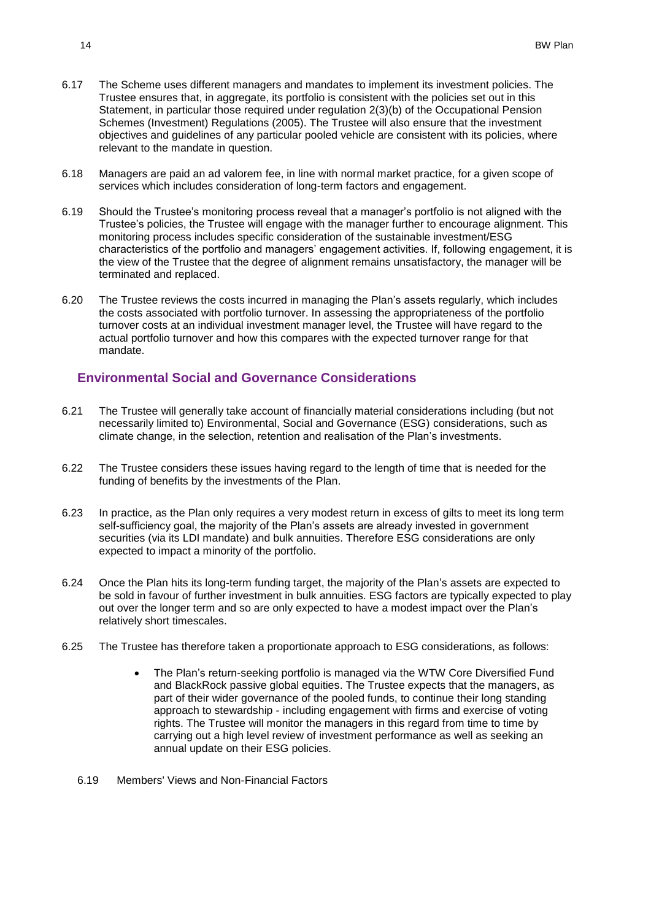6.17 The Scheme uses different managers and mandates to implement its investment policies. The Trustee ensures that, in aggregate, its portfolio is consistent with the policies set out in this Statement, in particular those required under regulation 2(3)(b) of the Occupational Pension Schemes (Investment) Regulations (2005). The Trustee will also ensure that the investment objectives and guidelines of any particular pooled vehicle are consistent with its policies, where relevant to the mandate in question.

6.18 Managers are paid an ad valorem fee, in line with normal market practice, for a given scope of services which includes consideration of long-term factors and engagement.

6.19 Should the Trustee's monitoring process reveal that a manager's portfolio is not aligned with the Trustee's policies, the Trustee will engage with the manager further to encourage alignment. This monitoring process includes specific consideration of the sustainable investment/ESG characteristics of the portfolio and managers' engagement activities. If, following engagement, it is the view of the Trustee that the degree of alignment remains unsatisfactory, the manager will be terminated and replaced.

6.20 The Trustee reviews the costs incurred in managing the Plan's assets regularly, which includes the costs associated with portfolio turnover. In assessing the appropriateness of the portfolio turnover costs at an individual investment manager level, the Trustee will have regard to the actual portfolio turnover and how this compares with the expected turnover range for that mandate.

## Environmental Social and Governance Considerations

6.21 The Trustee will generally take account of financially material considerations including (but not necessarily limited to) Environmental, Social and Governance (ESG) considerations, such as climate change, in the selection, retention and realisation of the Plan's investments.

6.22 The Trustee considers these issues having regard to the length of time that is needed for the funding of benefits by the investments of the Plan.

6.23 In practice, as the Plan only requires a very modest return in excess of gilts to meet its long term self-sufficiency goal, the majority of the Plan's assets are already invested in government securities (via its LDI mandate) and bulk annuities. Therefore ESG considerations are only expected to impact a minority of the portfolio.

6.24 Once the Plan hits its long-term funding target, the majority of the Plan's assets are expected to be sold in favour of further investment in bulk annuities. ESG factors are typically expected to play out over the longer term and so are only expected to have a modest impact over the Plan's relatively short timescales.

6.25 The Trustee has therefore taken a proportionate approach to ESG considerations, as follows:

- The Plan's return-seeking portfolio is managed via the WTW Core Diversified Fund and BlackRock passive global equities. The Trustee expects that the managers, as part of their wider governance of the pooled funds, to continue their long standing approach to stewardship - including engagement with firms and exercise of voting rights. The Trustee will monitor the managers in this regard from time to time by carrying out a high level review of investment performance as well as seeking an annual update on their ESG policies.

6.19 Members' Views and Non-Financial Factors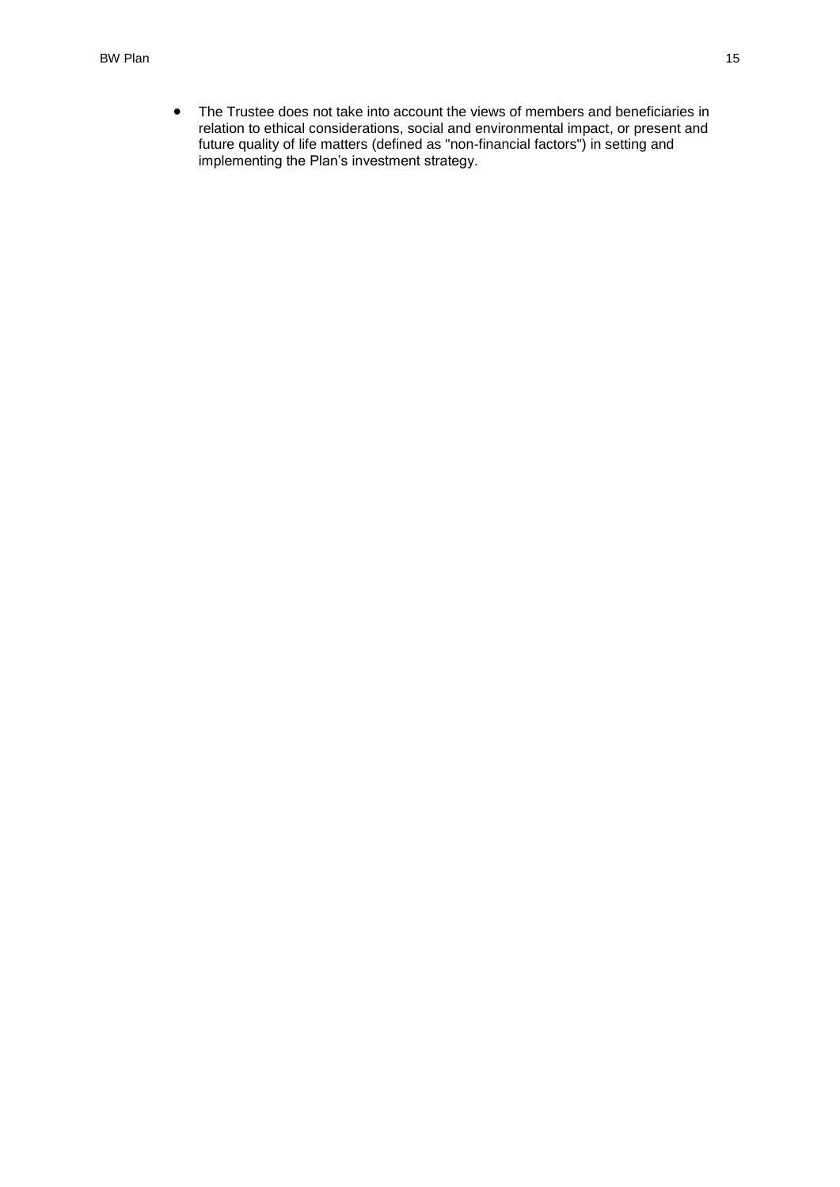- The Trustee does not take into account the views of members and beneficiaries in relation to ethical considerations, social and environmental impact, or present and future quality of life matters (defined as "non-financial factors") in setting and implementing the Plan's investment strategy.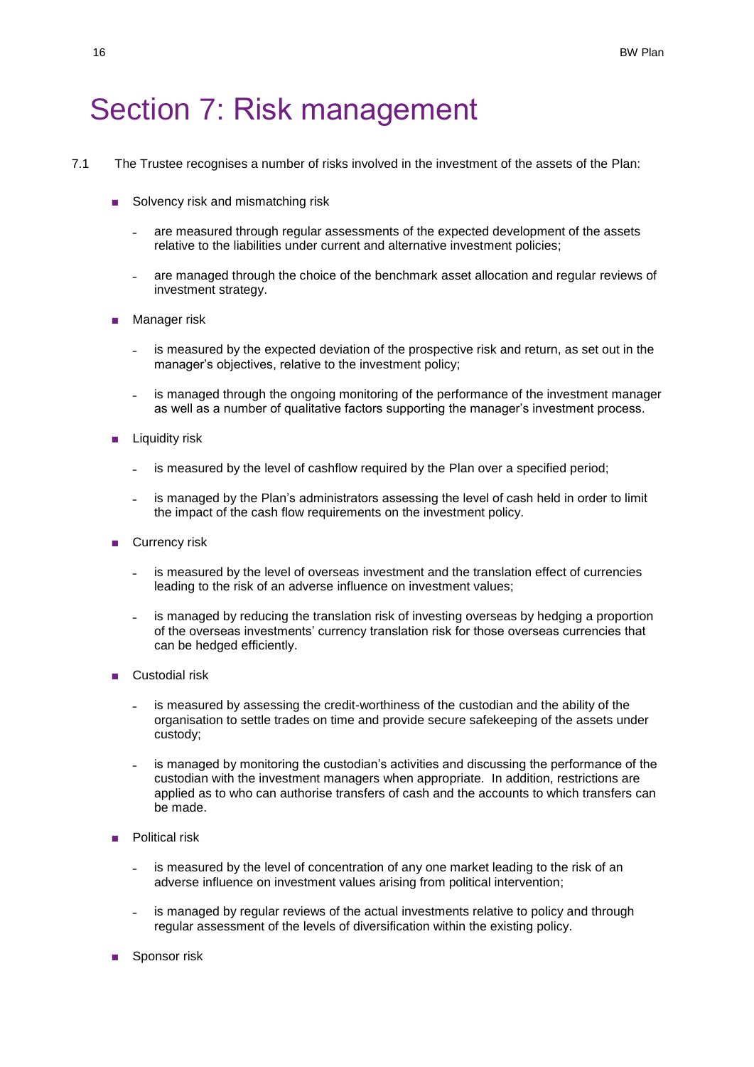# Section 7: Risk management

7.1 The Trustee recognises a number of risks involved in the investment of the assets of the Plan:

- Solvency risk and mismatching risk
  - are measured through regular assessments of the expected development of the assets relative to the liabilities under current and alternative investment policies;
  - are managed through the choice of the benchmark asset allocation and regular reviews of investment strategy.
- Manager risk
  - is measured by the expected deviation of the prospective risk and return, as set out in the manager's objectives, relative to the investment policy;
  - is managed through the ongoing monitoring of the performance of the investment manager as well as a number of qualitative factors supporting the manager's investment process.
- Liquidity risk
  - is measured by the level of cashflow required by the Plan over a specified period;
  - is managed by the Plan's administrators assessing the level of cash held in order to limit the impact of the cash flow requirements on the investment policy.
- Currency risk
  - is measured by the level of overseas investment and the translation effect of currencies leading to the risk of an adverse influence on investment values;
  - is managed by reducing the translation risk of investing overseas by hedging a proportion of the overseas investments' currency translation risk for those overseas currencies that can be hedged efficiently.
- Custodial risk
  - is measured by assessing the credit-worthiness of the custodian and the ability of the organisation to settle trades on time and provide secure safekeeping of the assets under custody;
  - is managed by monitoring the custodian's activities and discussing the performance of the custodian with the investment managers when appropriate. In addition, restrictions are applied as to who can authorise transfers of cash and the accounts to which transfers can be made.
- Political risk
  - is measured by the level of concentration of any one market leading to the risk of an adverse influence on investment values arising from political intervention;
  - is managed by regular reviews of the actual investments relative to policy and through regular assessment of the levels of diversification within the existing policy.
- Sponsor risk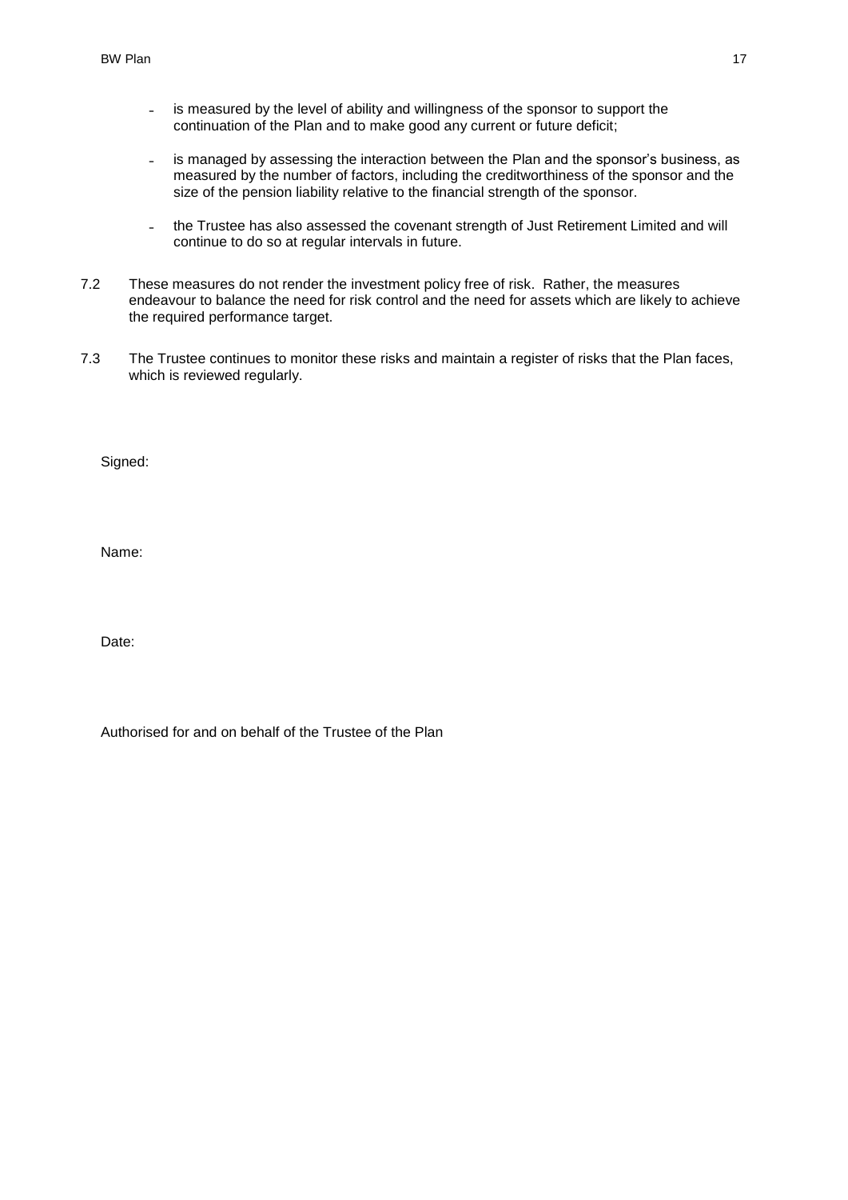- is measured by the level of ability and willingness of the sponsor to support the continuation of the Plan and to make good any current or future deficit;
- is managed by assessing the interaction between the Plan and the sponsor's business, as measured by the number of factors, including the creditworthiness of the sponsor and the size of the pension liability relative to the financial strength of the sponsor.
- the Trustee has also assessed the covenant strength of Just Retirement Limited and will continue to do so at regular intervals in future.

7.2 These measures do not render the investment policy free of risk. Rather, the measures endeavour to balance the need for risk control and the need for assets which are likely to achieve the required performance target.

7.3 The Trustee continues to monitor these risks and maintain a register of risks that the Plan faces, which is reviewed regularly.

Signed:

Name:

Date:

Authorised for and on behalf of the Trustee of the Plan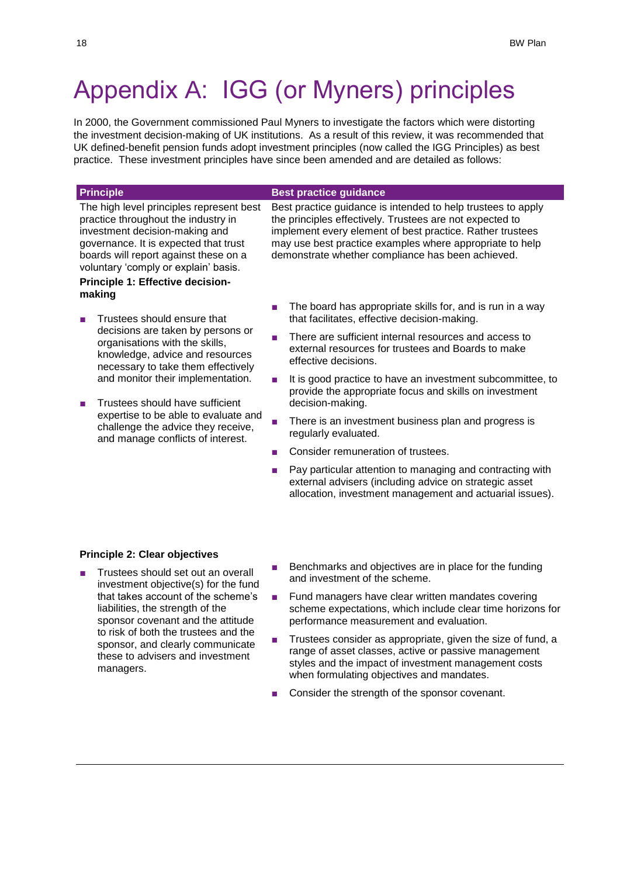# Appendix A: IGG (or Myners) principles

In 2000, the Government commissioned Paul Myners to investigate the factors which were distorting the investment decision-making of UK institutions. As a result of this review, it was recommended that UK defined-benefit pension funds adopt investment principles (now called the IGG Principles) as best practice. These investment principles have since been amended and are detailed as follows:

| Principle | Best practice guidance |
| --- | --- |
| The high level principles represent best practice throughout the industry in investment decision-making and governance. It is expected that trust boards will report against these on a voluntary 'comply or explain' basis. | Best practice guidance is intended to help trustees to apply the principles effectively. Trustees are not expected to implement every element of best practice. Rather trustees may use best practice examples where appropriate to help demonstrate whether compliance has been achieved. |
| **Principle 1: Effective decision-making**<br>■ Trustees should ensure that decisions are taken by persons or organisations with the skills, knowledge, advice and resources necessary to take them effectively and monitor their implementation.<br>■ Trustees should have sufficient expertise to be able to evaluate and challenge the advice they receive, and manage conflicts of interest. | ■ The board has appropriate skills for, and is run in a way that facilitates, effective decision-making.<br>■ There are sufficient internal resources and access to external resources for trustees and Boards to make effective decisions.<br>■ It is good practice to have an investment subcommittee, to provide the appropriate focus and skills on investment decision-making.<br>■ There is an investment business plan and progress is regularly evaluated.<br>■ Consider remuneration of trustees.<br>■ Pay particular attention to managing and contracting with external advisers (including advice on strategic asset allocation, investment management and actuarial issues). |
| **Principle 2: Clear objectives**<br>■ Trustees should set out an overall investment objective(s) for the fund that takes account of the scheme's liabilities, the strength of the sponsor covenant and the attitude to risk of both the trustees and the sponsor, and clearly communicate these to advisers and investment managers. | ■ Benchmarks and objectives are in place for the funding and investment of the scheme.<br>■ Fund managers have clear written mandates covering scheme expectations, which include clear time horizons for performance measurement and evaluation.<br>■ Trustees consider as appropriate, given the size of fund, a range of asset classes, active or passive management styles and the impact of investment management costs when formulating objectives and mandates.<br>■ Consider the strength of the sponsor covenant. |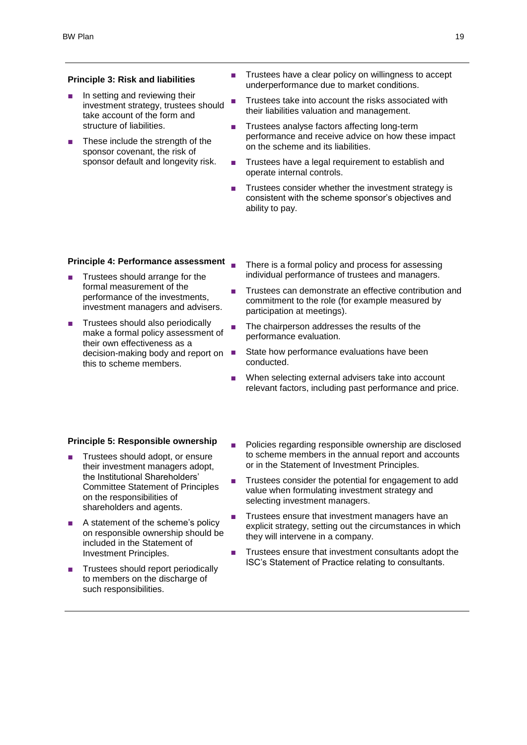**Principle 3: Risk and liabilities**

- In setting and reviewing their investment strategy, trustees should take account of the form and structure of liabilities.
- These include the strength of the sponsor covenant, the risk of sponsor default and longevity risk.

- Trustees have a clear policy on willingness to accept underperformance due to market conditions.
- Trustees take into account the risks associated with their liabilities valuation and management.
- Trustees analyse factors affecting long-term performance and receive advice on how these impact on the scheme and its liabilities.
- Trustees have a legal requirement to establish and operate internal controls.
- Trustees consider whether the investment strategy is consistent with the scheme sponsor's objectives and ability to pay.

**Principle 4: Performance assessment**

- Trustees should arrange for the formal measurement of the performance of the investments, investment managers and advisers.
- Trustees should also periodically make a formal policy assessment of their own effectiveness as a decision-making body and report on this to scheme members.

- There is a formal policy and process for assessing individual performance of trustees and managers.
- Trustees can demonstrate an effective contribution and commitment to the role (for example measured by participation at meetings).
- The chairperson addresses the results of the performance evaluation.
- State how performance evaluations have been conducted.
- When selecting external advisers take into account relevant factors, including past performance and price.

**Principle 5: Responsible ownership**

- Trustees should adopt, or ensure their investment managers adopt, the Institutional Shareholders' Committee Statement of Principles on the responsibilities of shareholders and agents.
- A statement of the scheme's policy on responsible ownership should be included in the Statement of Investment Principles.
- Trustees should report periodically to members on the discharge of such responsibilities.

- Policies regarding responsible ownership are disclosed to scheme members in the annual report and accounts or in the Statement of Investment Principles.
- Trustees consider the potential for engagement to add value when formulating investment strategy and selecting investment managers.
- Trustees ensure that investment managers have an explicit strategy, setting out the circumstances in which they will intervene in a company.
- Trustees ensure that investment consultants adopt the ISC's Statement of Practice relating to consultants.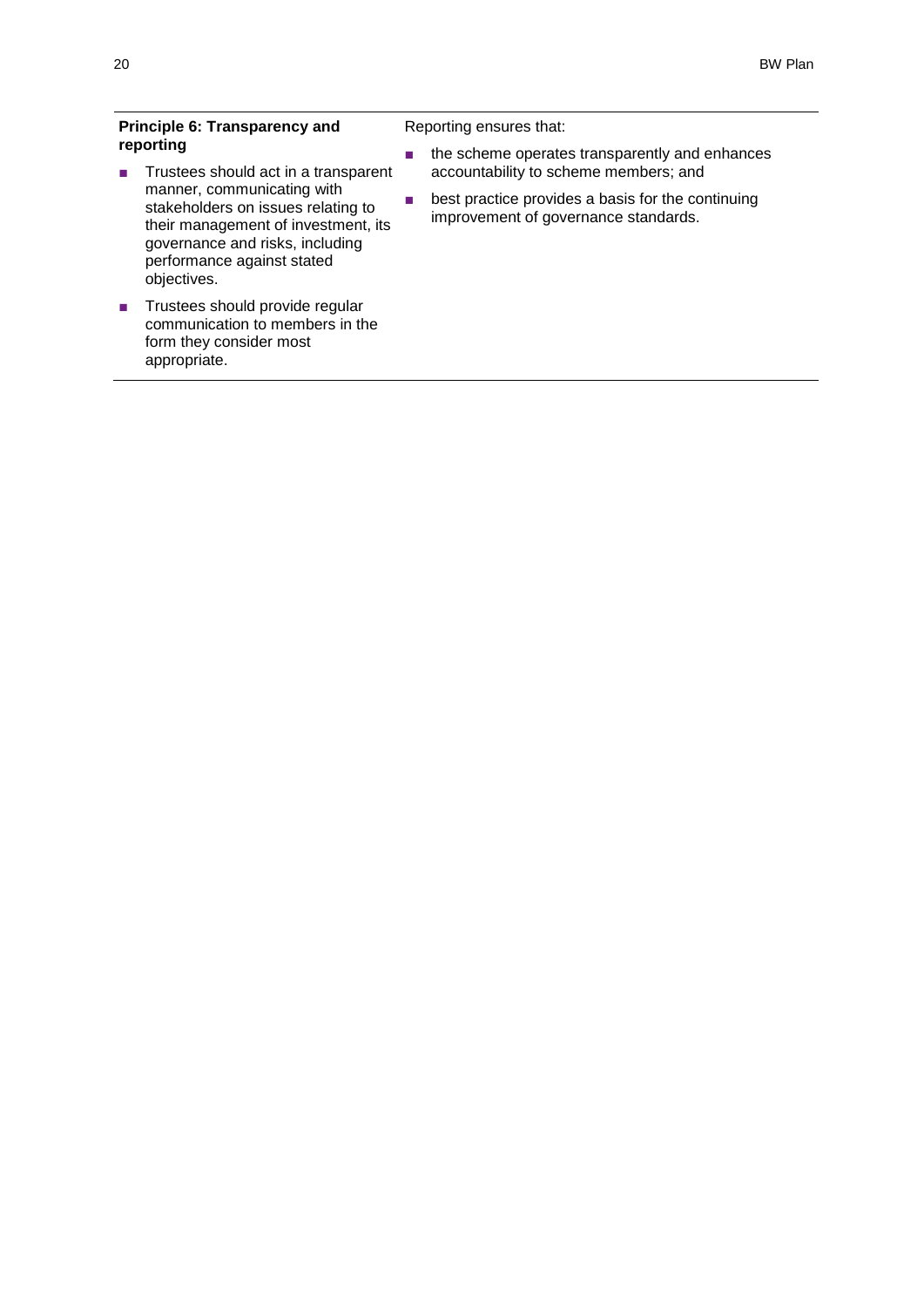**Principle 6: Transparency and reporting**

- Trustees should act in a transparent manner, communicating with stakeholders on issues relating to their management of investment, its governance and risks, including performance against stated objectives.
- Trustees should provide regular communication to members in the form they consider most appropriate.

Reporting ensures that:

- the scheme operates transparently and enhances accountability to scheme members; and
- best practice provides a basis for the continuing improvement of governance standards.